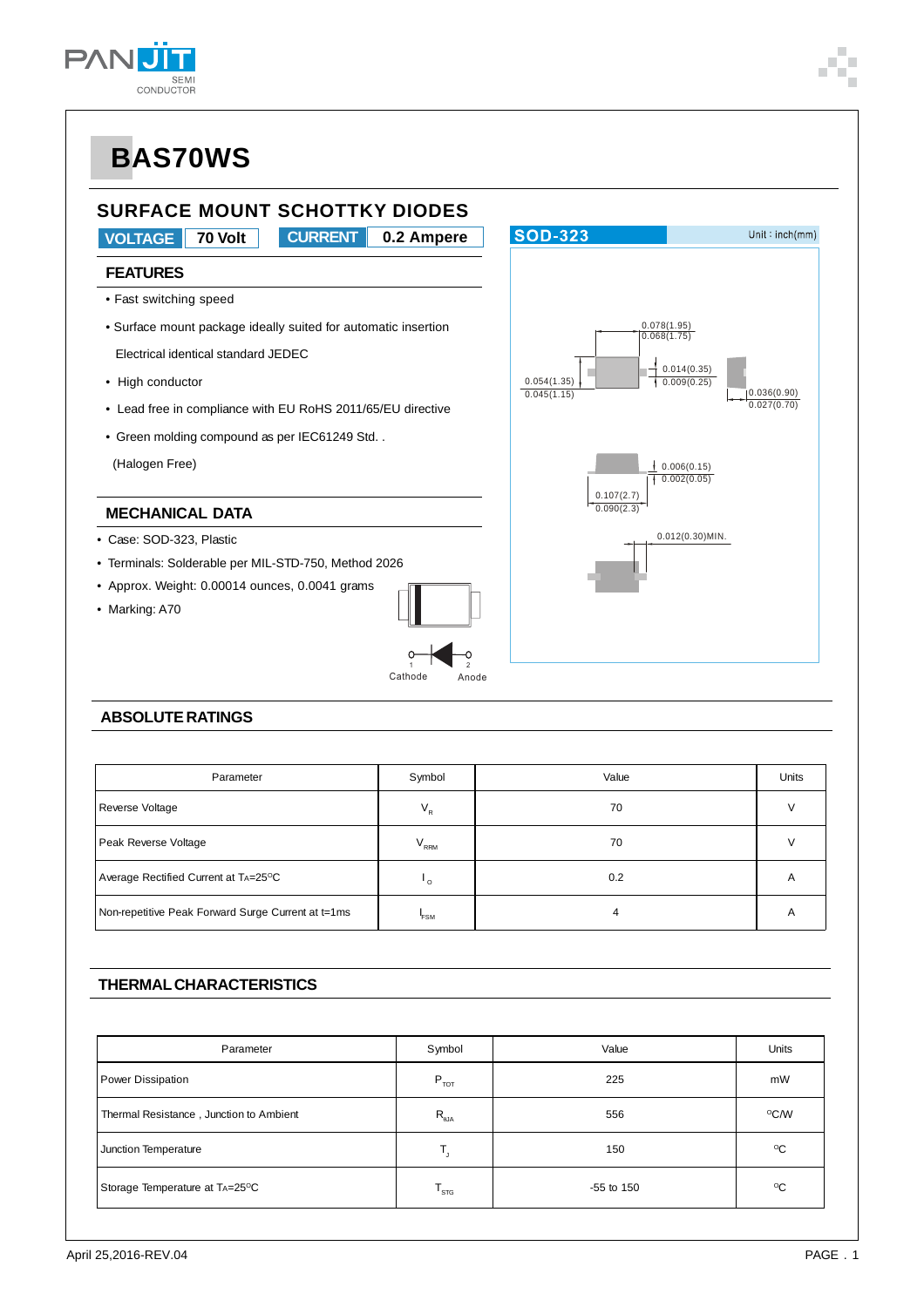# BAS70WS

## SURFACE MOUNT SCHOTTKY DIODES

**VOLTAGE** 70 Volt **CURRENT** 0.2 Ampere

### FEATURES

- Fast switching speed
- Surface mount package ideally suited for automatic insertion

  Electrical identical standard JEDEC
- High conductor
- Lead free in compliance with EU RoHS 2011/65/EU directive
- Green molding compound as per IEC61249 Std. .

  (Halogen Free)

### MECHANICAL DATA

- Case: SOD-323, Plastic
- Terminals: Solderable per MIL-STD-750, Method 2026
- Approx. Weight: 0.00014 ounces, 0.0041 grams
- Marking: A70

SOD-323 Unit : inch(mm)

0.078(1.95) 0.068(1.75)
0.054(1.35) 0.045(1.15)
0.014(0.35) 0.009(0.25)
0.036(0.90) 0.027(0.70)
0.006(0.15) 0.002(0.05)
0.107(2.7) 0.090(2.3)
0.012(0.30)MIN.

1 Cathode 2 Anode

### ABSOLUTE RATINGS

| Parameter | Symbol | Value | Units |
|---|---|---|---|
| Reverse Voltage | $V_R$ | 70 | V |
| Peak Reverse Voltage | $V_{RRM}$ | 70 | V |
| Average Rectified Current at $T_A$=25°C | $I_O$ | 0.2 | A |
| Non-repetitive Peak Forward Surge Current at t=1ms | $I_{FSM}$ | 4 | A |

### THERMAL CHARACTERISTICS

| Parameter | Symbol | Value | Units |
|---|---|---|---|
| Power Dissipation | $P_{TOT}$ | 225 | mW |
| Thermal Resistance , Junction to Ambient | $R_{\theta JA}$ | 556 | °C/W |
| Junction Temperature | $T_J$ | 150 | °C |
| Storage Temperature at $T_A$=25°C | $T_{STG}$ | -55 to 150 | °C |

April 25,2016-REV.04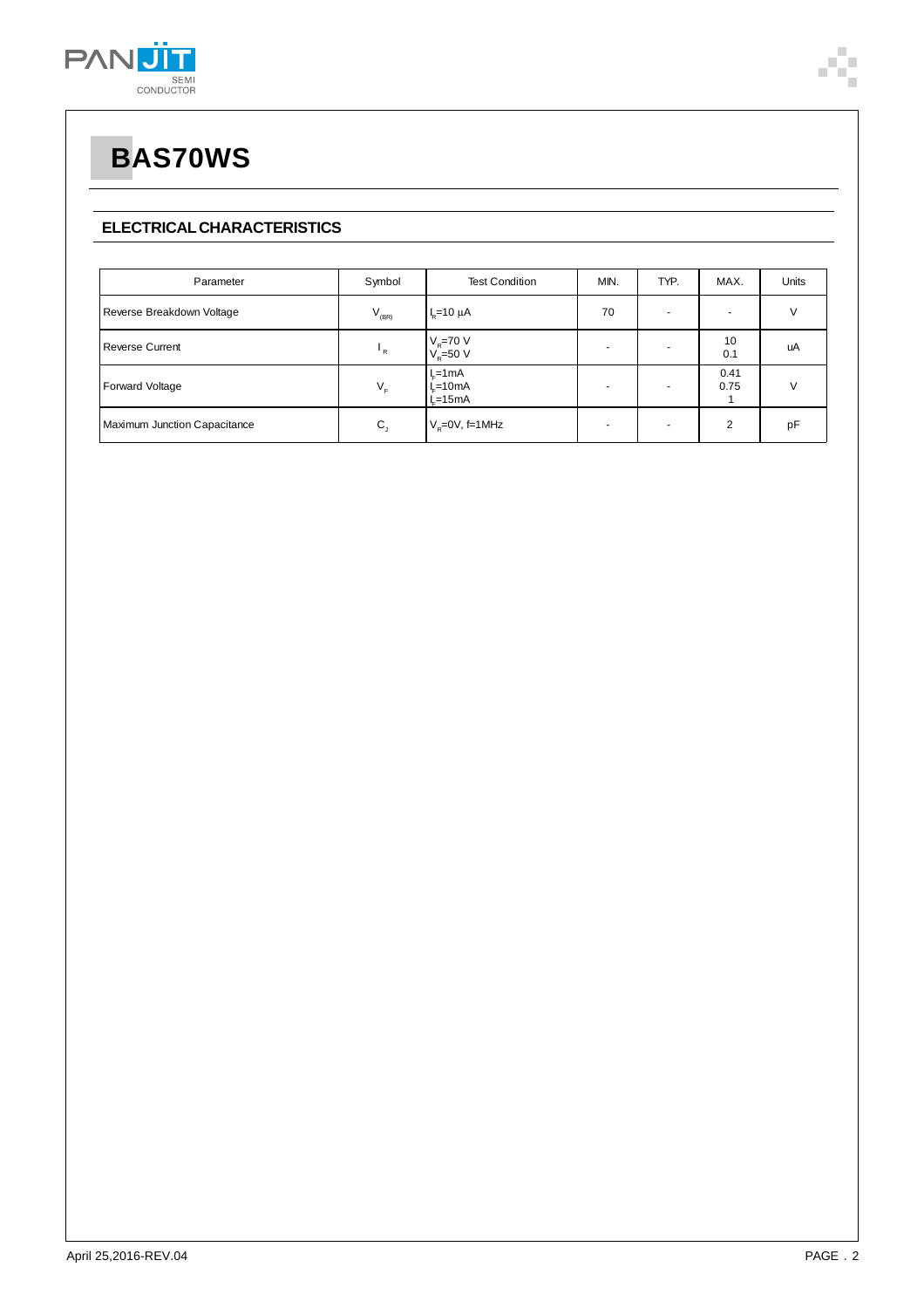# BAS70WS

## ELECTRICAL CHARACTERISTICS

| Parameter | Symbol | Test Condition | MIN. | TYP. | MAX. | Units |
|---|---|---|---|---|---|---|
| Reverse Breakdown Voltage | $V_{(BR)}$ | $I_R$=10 μA | 70 | - | - | V |
| Reverse Current | $I_R$ | $V_R$=70 V<br>$V_R$=50 V | - | - | 10<br>0.1 | uA |
| Forward Voltage | $V_F$ | $I_F$=1mA<br>$I_F$=10mA<br>$I_F$=15mA | - | - | 0.41<br>0.75<br>1 | V |
| Maximum Junction Capacitance | $C_J$ | $V_R$=0V, f=1MHz | - | - | 2 | pF |

April 25,2016-REV.04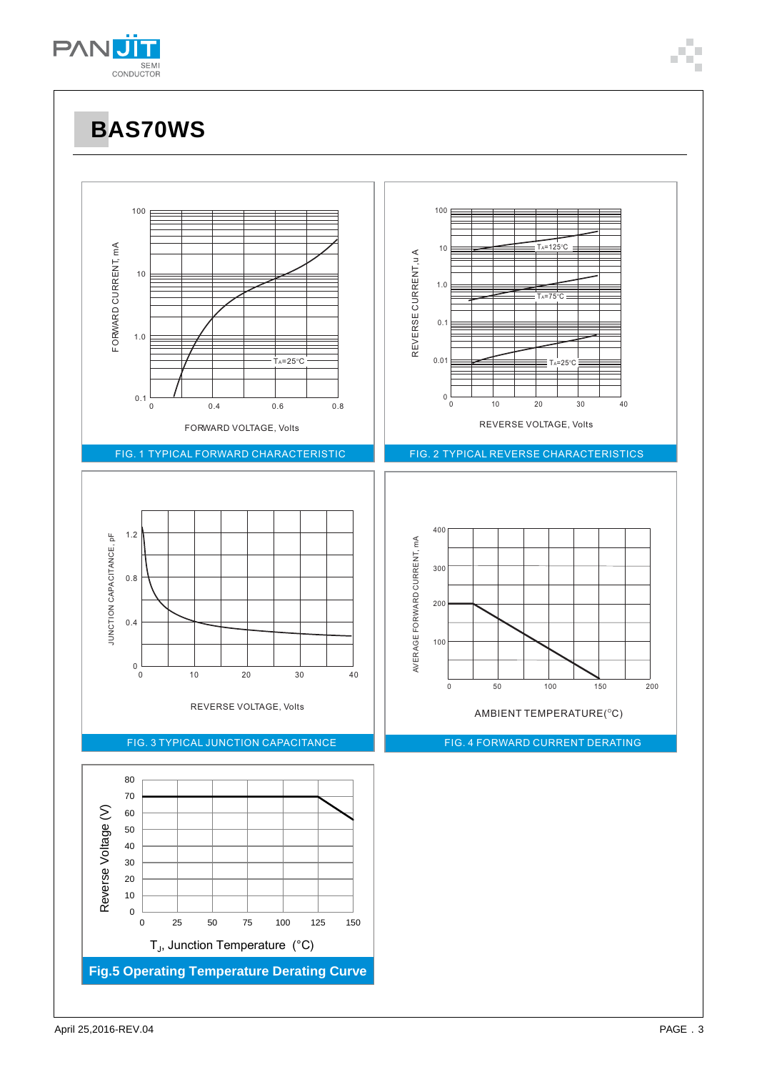# BAS70WS

FORWARD CURRENT, mA

100

10

1.0

0.1

0 0.4 0.6 0.8

$T_A$=25°C

FORWARD VOLTAGE, Volts

FIG. 1 TYPICAL FORWARD CHARACTERISTIC

REVERSE CURRENT, uA

100

10

1.0

0.1

0.01

0

0 10 20 30 40

$T_A$=125°C

$T_A$=75°C

$T_A$=25°C

REVERSE VOLTAGE, Volts

FIG. 2 TYPICAL REVERSE CHARACTERISTICS

JUNCTION CAPACITANCE, pF

1.2

0.8

0.4

0

0 10 20 30 40

REVERSE VOLTAGE, Volts

FIG. 3 TYPICAL JUNCTION CAPACITANCE

AVERAGE FORWARD CURRENT, mA

400

300

200

100

0 50 100 150 200

AMBIENT TEMPERATURE(°C)

FIG. 4 FORWARD CURRENT DERATING

Reverse Voltage (V)

80

70

60

50

40

30

20

10

0

0 25 50 75 100 125 150

$T_J$, Junction Temperature (°C)

**Fig.5 Operating Temperature Derating Curve**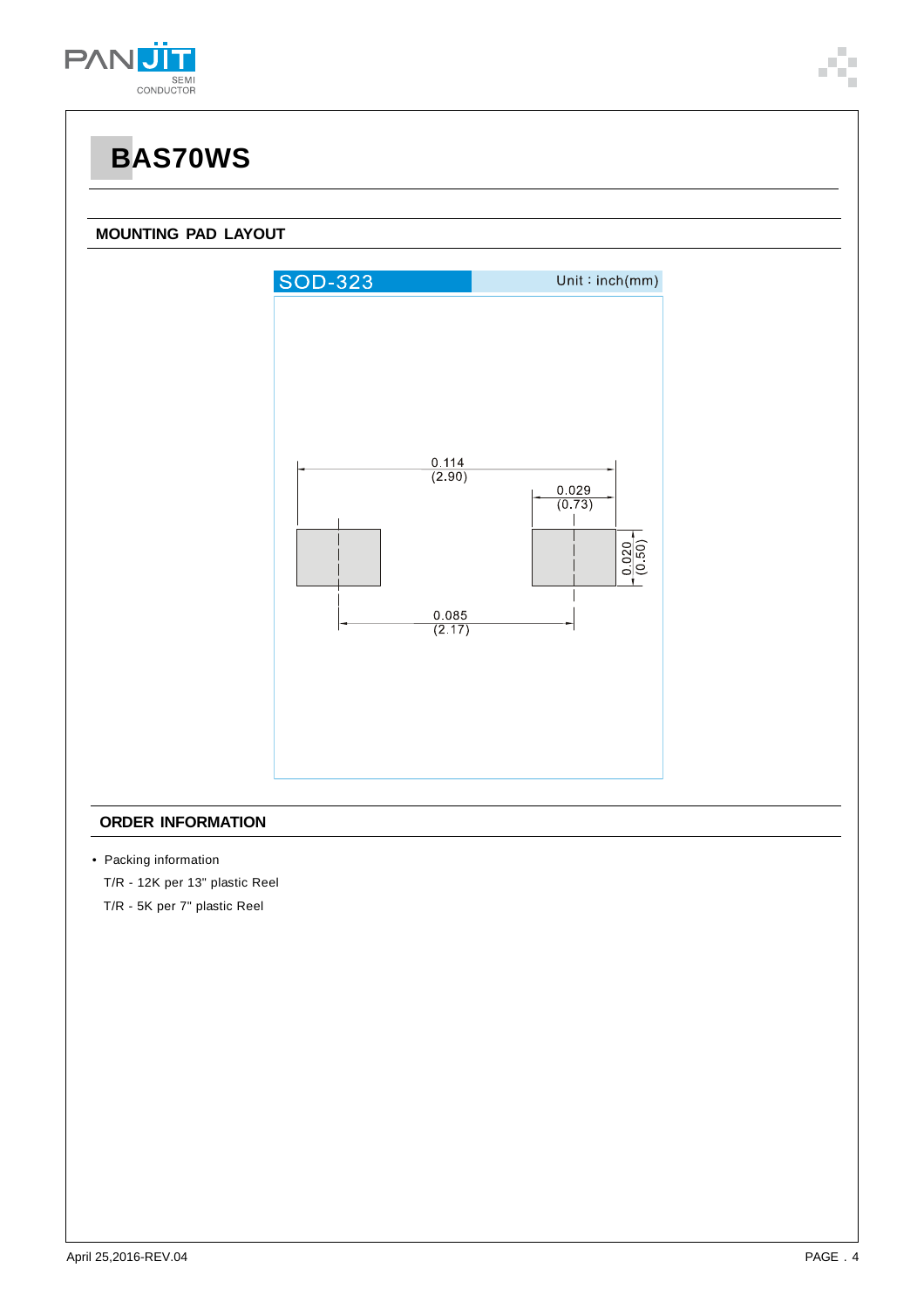# BAS70WS

## MOUNTING PAD LAYOUT

SOD-323 Unit：inch(mm)

0.114 (2.90)

0.029 (0.73)

0.020 (0.50)

0.085 (2.17)

## ORDER INFORMATION

- Packing information

  T/R - 12K per 13" plastic Reel

  T/R - 5K per 7" plastic Reel

April 25,2016-REV.04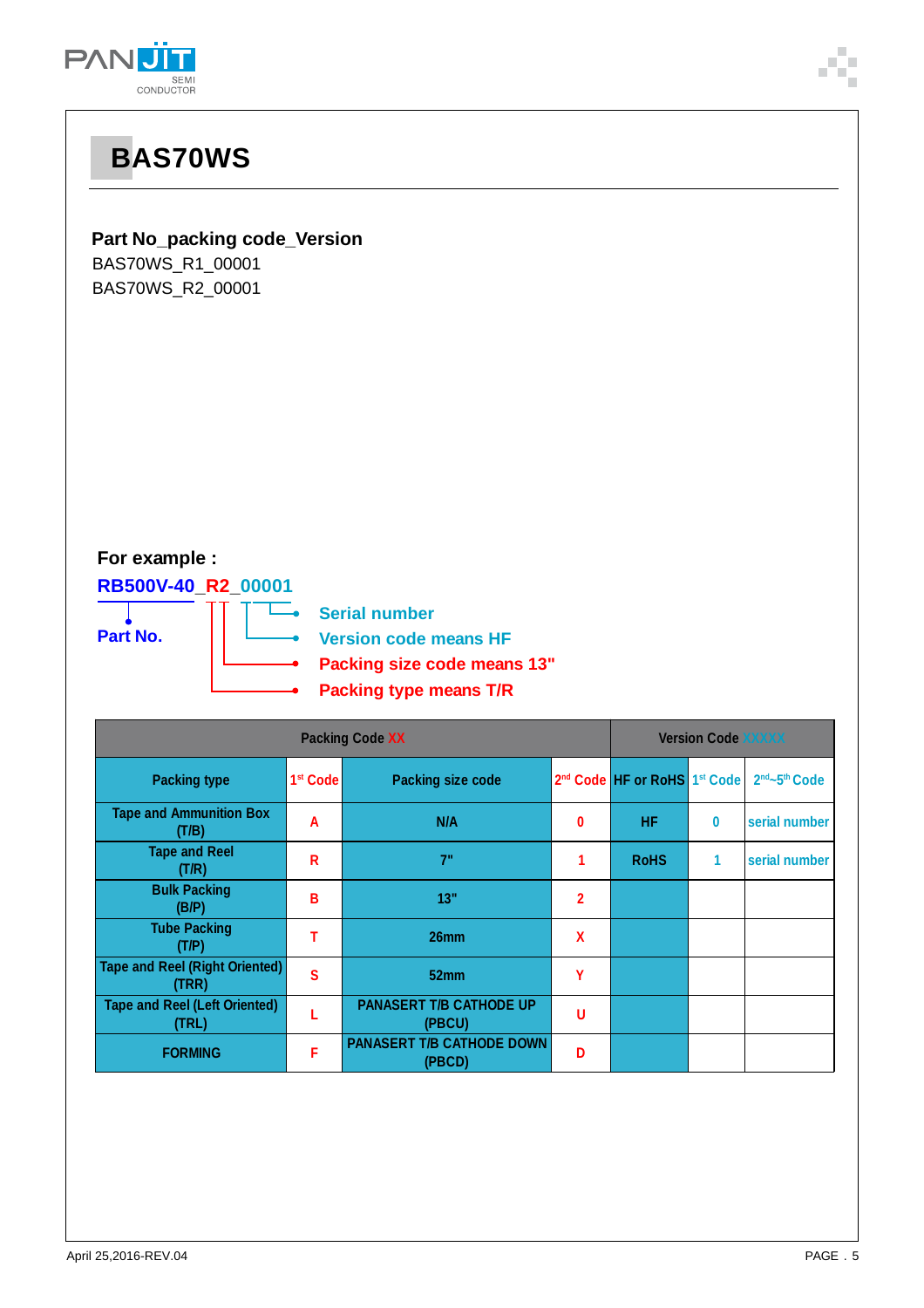# BAS70WS

**Part No_packing code_Version**

BAS70WS_R1_00001
BAS70WS_R2_00001

**For example :**

**RB500V-40_R2_00001**

- **Part No.**
- **Serial number**
- **Version code means HF**
- **Packing size code means 13"**
- **Packing type means T/R**

| Packing Code XX | | | | Version Code XXXXX | | |
|---|---|---|---|---|---|---|
| Packing type | 1st Code | Packing size code | 2nd Code | HF or RoHS | 1st Code | 2nd~5th Code |
| Tape and Ammunition Box (T/B) | A | N/A | 0 | HF | 0 | serial number |
| Tape and Reel (T/R) | R | 7" | 1 | RoHS | 1 | serial number |
| Bulk Packing (B/P) | B | 13" | 2 | | | |
| Tube Packing (T/P) | T | 26mm | X | | | |
| Tape and Reel (Right Oriented) (TRR) | S | 52mm | Y | | | |
| Tape and Reel (Left Oriented) (TRL) | L | PANASERT T/B CATHODE UP (PBCU) | U | | | |
| FORMING | F | PANASERT T/B CATHODE DOWN (PBCD) | D | | | |

April 25,2016-REV.04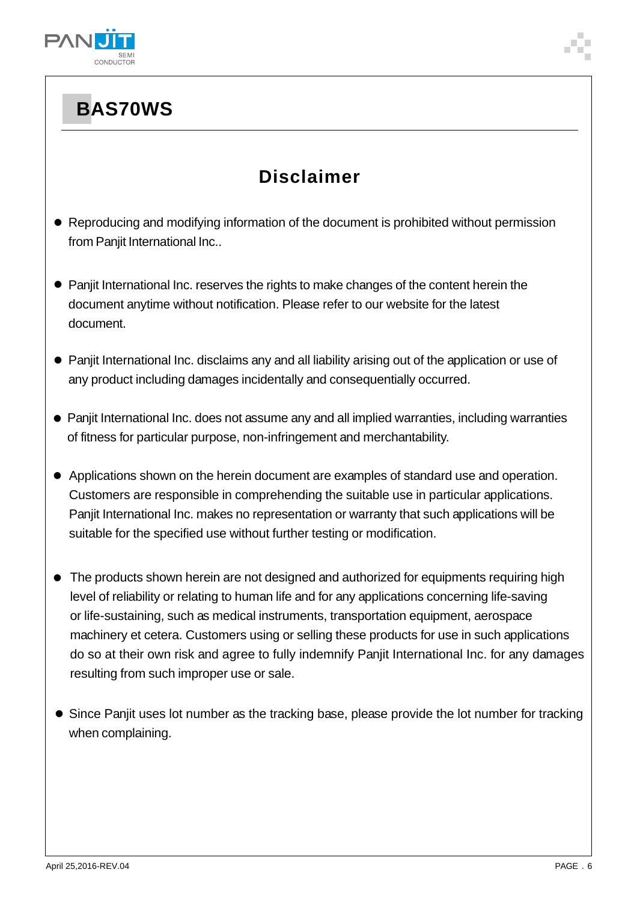# BAS70WS

## Disclaimer

- Reproducing and modifying information of the document is prohibited without permission from Panjit International Inc..
- Panjit International Inc. reserves the rights to make changes of the content herein the document anytime without notification. Please refer to our website for the latest document.
- Panjit International Inc. disclaims any and all liability arising out of the application or use of any product including damages incidentally and consequentially occurred.
- Panjit International Inc. does not assume any and all implied warranties, including warranties of fitness for particular purpose, non-infringement and merchantability.
- Applications shown on the herein document are examples of standard use and operation. Customers are responsible in comprehending the suitable use in particular applications. Panjit International Inc. makes no representation or warranty that such applications will be suitable for the specified use without further testing or modification.
- The products shown herein are not designed and authorized for equipments requiring high level of reliability or relating to human life and for any applications concerning life-saving or life-sustaining, such as medical instruments, transportation equipment, aerospace machinery et cetera. Customers using or selling these products for use in such applications do so at their own risk and agree to fully indemnify Panjit International Inc. for any damages resulting from such improper use or sale.
- Since Panjit uses lot number as the tracking base, please provide the lot number for tracking when complaining.